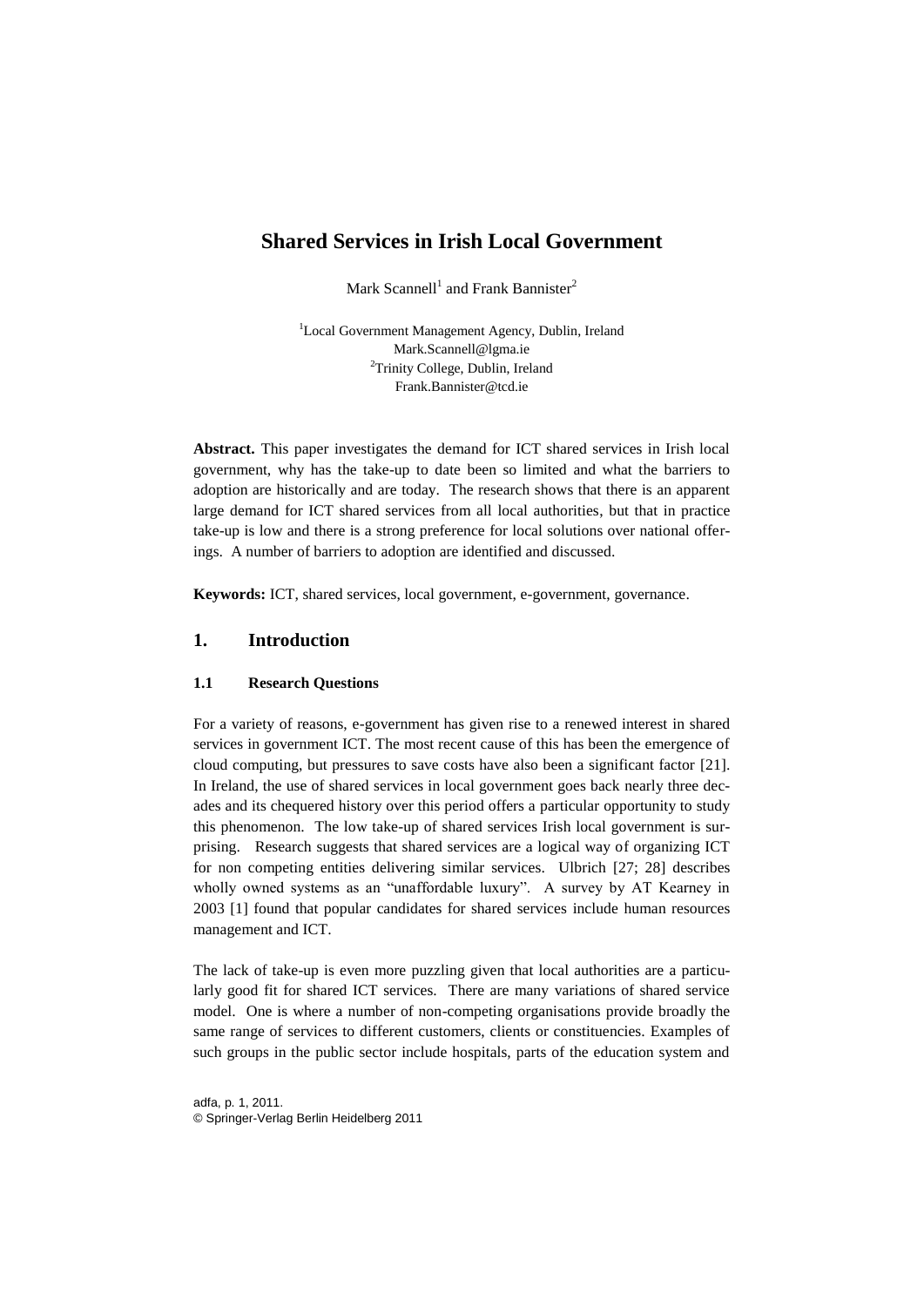# Shared Services in Irish Local Government

Mark Scannell[1] and Frank Bannister[2]

[1]Local Government Management Agency, Dublin, Ireland
Mark.Scannell@lgma.ie
[2]Trinity College, Dublin, Ireland
Frank.Bannister@tcd.ie

**Abstract.** This paper investigates the demand for ICT shared services in Irish local government, why has the take-up to date been so limited and what the barriers to adoption are historically and are today. The research shows that there is an apparent large demand for ICT shared services from all local authorities, but that in practice take-up is low and there is a strong preference for local solutions over national offerings. A number of barriers to adoption are identified and discussed.

**Keywords:** ICT, shared services, local government, e-government, governance.

## 1. Introduction

### 1.1 Research Questions

For a variety of reasons, e-government has given rise to a renewed interest in shared services in government ICT. The most recent cause of this has been the emergence of cloud computing, but pressures to save costs have also been a significant factor [21]. In Ireland, the use of shared services in local government goes back nearly three decades and its chequered history over this period offers a particular opportunity to study this phenomenon. The low take-up of shared services Irish local government is surprising. Research suggests that shared services are a logical way of organizing ICT for non competing entities delivering similar services. Ulbrich [27; 28] describes wholly owned systems as an "unaffordable luxury". A survey by AT Kearney in 2003 [1] found that popular candidates for shared services include human resources management and ICT.

The lack of take-up is even more puzzling given that local authorities are a particularly good fit for shared ICT services. There are many variations of shared service model. One is where a number of non-competing organisations provide broadly the same range of services to different customers, clients or constituencies. Examples of such groups in the public sector include hospitals, parts of the education system and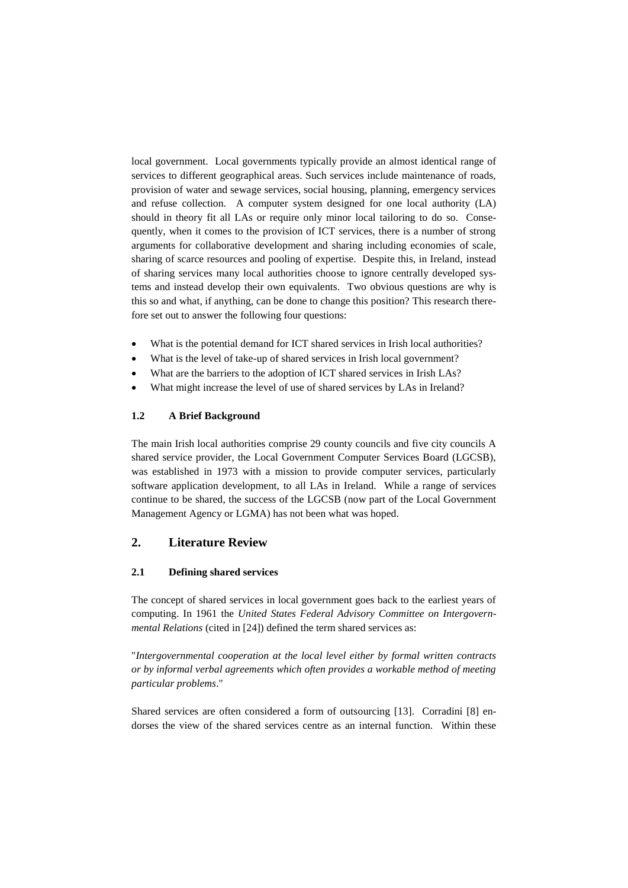local government. Local governments typically provide an almost identical range of services to different geographical areas. Such services include maintenance of roads, provision of water and sewage services, social housing, planning, emergency services and refuse collection. A computer system designed for one local authority (LA) should in theory fit all LAs or require only minor local tailoring to do so. Consequently, when it comes to the provision of ICT services, there is a number of strong arguments for collaborative development and sharing including economies of scale, sharing of scarce resources and pooling of expertise. Despite this, in Ireland, instead of sharing services many local authorities choose to ignore centrally developed systems and instead develop their own equivalents. Two obvious questions are why is this so and what, if anything, can be done to change this position? This research therefore set out to answer the following four questions:

- What is the potential demand for ICT shared services in Irish local authorities?
- What is the level of take-up of shared services in Irish local government?
- What are the barriers to the adoption of ICT shared services in Irish LAs?
- What might increase the level of use of shared services by LAs in Ireland?

### 1.2 A Brief Background

The main Irish local authorities comprise 29 county councils and five city councils A shared service provider, the Local Government Computer Services Board (LGCSB), was established in 1973 with a mission to provide computer services, particularly software application development, to all LAs in Ireland. While a range of services continue to be shared, the success of the LGCSB (now part of the Local Government Management Agency or LGMA) has not been what was hoped.

## 2. Literature Review

### 2.1 Defining shared services

The concept of shared services in local government goes back to the earliest years of computing. In 1961 the *United States Federal Advisory Committee on Intergovernmental Relations* (cited in [24]) defined the term shared services as:

"*Intergovernmental cooperation at the local level either by formal written contracts or by informal verbal agreements which often provides a workable method of meeting particular problems*."

Shared services are often considered a form of outsourcing [13]. Corradini [8] endorses the view of the shared services centre as an internal function. Within these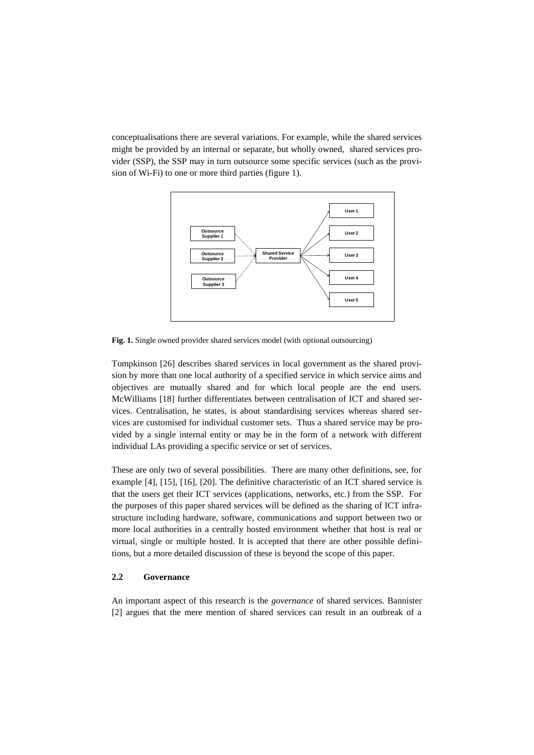conceptualisations there are several variations. For example, while the shared services might be provided by an internal or separate, but wholly owned, shared services provider (SSP), the SSP may in turn outsource some specific services (such as the provision of Wi-Fi) to one or more third parties (figure 1).

**Fig. 1.** Single owned provider shared services model (with optional outsourcing)

Tompkinson [26] describes shared services in local government as the shared provision by more than one local authority of a specified service in which service aims and objectives are mutually shared and for which local people are the end users. McWilliams [18] further differentiates between centralisation of ICT and shared services. Centralisation, he states, is about standardising services whereas shared services are customised for individual customer sets. Thus a shared service may be provided by a single internal entity or may be in the form of a network with different individual LAs providing a specific service or set of services.

These are only two of several possibilities. There are many other definitions, see, for example [4], [15], [16], [20]. The definitive characteristic of an ICT shared service is that the users get their ICT services (applications, networks, etc.) from the SSP. For the purposes of this paper shared services will be defined as the sharing of ICT infrastructure including hardware, software, communications and support between two or more local authorities in a centrally hosted environment whether that host is real or virtual, single or multiple hosted. It is accepted that there are other possible definitions, but a more detailed discussion of these is beyond the scope of this paper.

### 2.2 Governance

An important aspect of this research is the *governance* of shared services. Bannister [2] argues that the mere mention of shared services can result in an outbreak of a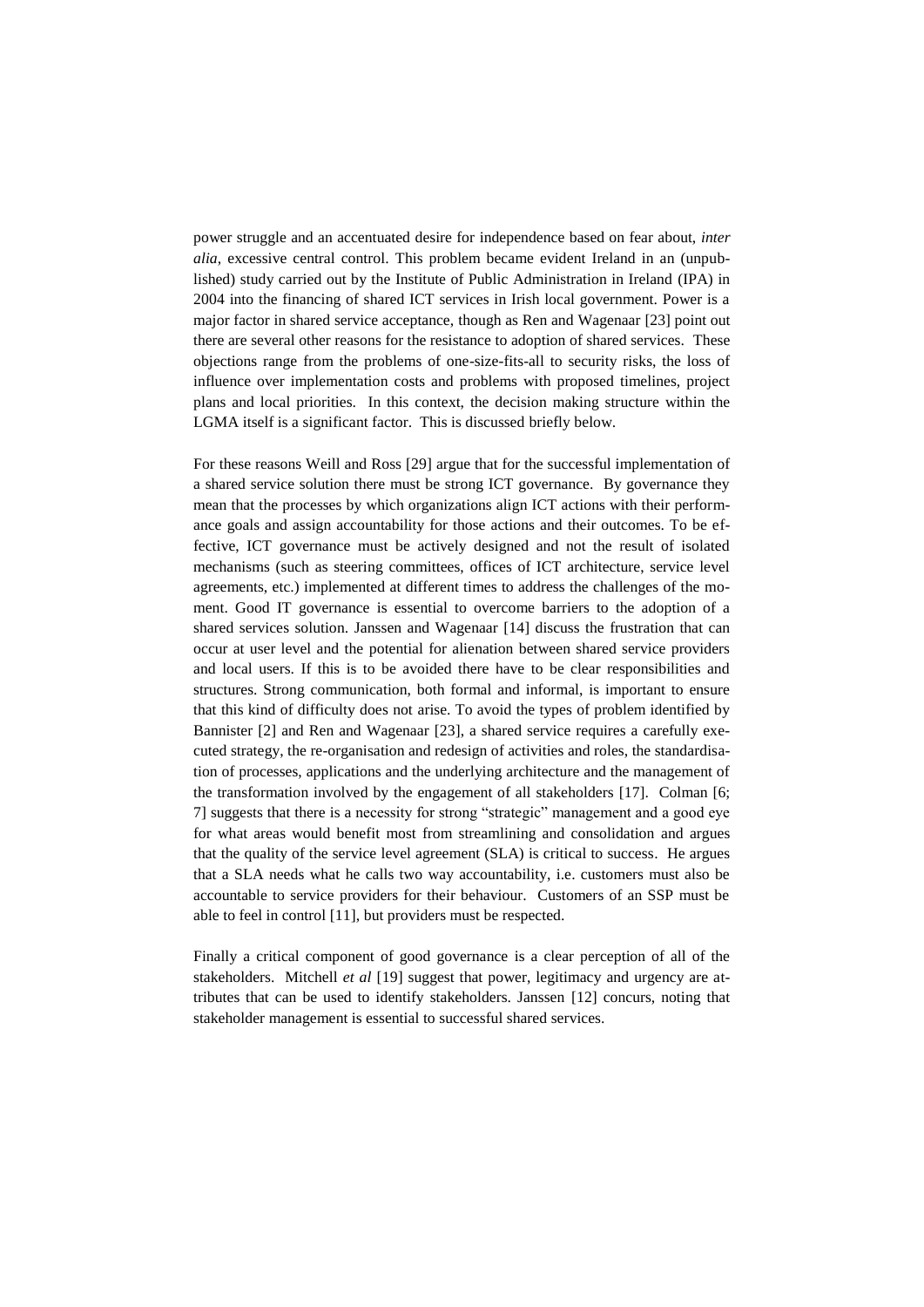power struggle and an accentuated desire for independence based on fear about, *inter alia*, excessive central control. This problem became evident Ireland in an (unpublished) study carried out by the Institute of Public Administration in Ireland (IPA) in 2004 into the financing of shared ICT services in Irish local government. Power is a major factor in shared service acceptance, though as Ren and Wagenaar [23] point out there are several other reasons for the resistance to adoption of shared services. These objections range from the problems of one-size-fits-all to security risks, the loss of influence over implementation costs and problems with proposed timelines, project plans and local priorities. In this context, the decision making structure within the LGMA itself is a significant factor. This is discussed briefly below.

For these reasons Weill and Ross [29] argue that for the successful implementation of a shared service solution there must be strong ICT governance. By governance they mean that the processes by which organizations align ICT actions with their performance goals and assign accountability for those actions and their outcomes. To be effective, ICT governance must be actively designed and not the result of isolated mechanisms (such as steering committees, offices of ICT architecture, service level agreements, etc.) implemented at different times to address the challenges of the moment. Good IT governance is essential to overcome barriers to the adoption of a shared services solution. Janssen and Wagenaar [14] discuss the frustration that can occur at user level and the potential for alienation between shared service providers and local users. If this is to be avoided there have to be clear responsibilities and structures. Strong communication, both formal and informal, is important to ensure that this kind of difficulty does not arise. To avoid the types of problem identified by Bannister [2] and Ren and Wagenaar [23], a shared service requires a carefully executed strategy, the re-organisation and redesign of activities and roles, the standardisation of processes, applications and the underlying architecture and the management of the transformation involved by the engagement of all stakeholders [17]. Colman [6; 7] suggests that there is a necessity for strong "strategic" management and a good eye for what areas would benefit most from streamlining and consolidation and argues that the quality of the service level agreement (SLA) is critical to success. He argues that a SLA needs what he calls two way accountability, i.e. customers must also be accountable to service providers for their behaviour. Customers of an SSP must be able to feel in control [11], but providers must be respected.

Finally a critical component of good governance is a clear perception of all of the stakeholders. Mitchell *et al* [19] suggest that power, legitimacy and urgency are attributes that can be used to identify stakeholders. Janssen [12] concurs, noting that stakeholder management is essential to successful shared services.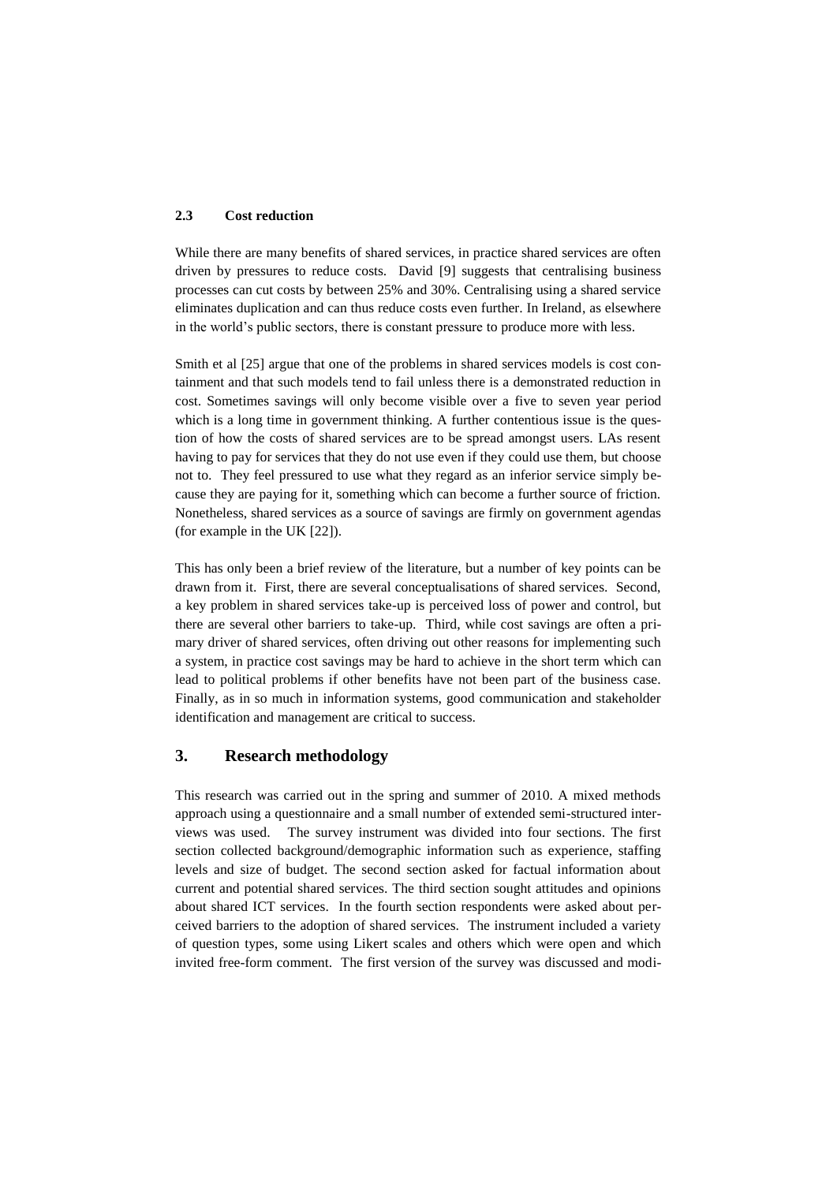### 2.3 Cost reduction

While there are many benefits of shared services, in practice shared services are often driven by pressures to reduce costs. David [9] suggests that centralising business processes can cut costs by between 25% and 30%. Centralising using a shared service eliminates duplication and can thus reduce costs even further. In Ireland, as elsewhere in the world's public sectors, there is constant pressure to produce more with less.

Smith et al [25] argue that one of the problems in shared services models is cost containment and that such models tend to fail unless there is a demonstrated reduction in cost. Sometimes savings will only become visible over a five to seven year period which is a long time in government thinking. A further contentious issue is the question of how the costs of shared services are to be spread amongst users. LAs resent having to pay for services that they do not use even if they could use them, but choose not to. They feel pressured to use what they regard as an inferior service simply because they are paying for it, something which can become a further source of friction. Nonetheless, shared services as a source of savings are firmly on government agendas (for example in the UK [22]).

This has only been a brief review of the literature, but a number of key points can be drawn from it. First, there are several conceptualisations of shared services. Second, a key problem in shared services take-up is perceived loss of power and control, but there are several other barriers to take-up. Third, while cost savings are often a primary driver of shared services, often driving out other reasons for implementing such a system, in practice cost savings may be hard to achieve in the short term which can lead to political problems if other benefits have not been part of the business case. Finally, as in so much in information systems, good communication and stakeholder identification and management are critical to success.

## 3. Research methodology

This research was carried out in the spring and summer of 2010. A mixed methods approach using a questionnaire and a small number of extended semi-structured interviews was used. The survey instrument was divided into four sections. The first section collected background/demographic information such as experience, staffing levels and size of budget. The second section asked for factual information about current and potential shared services. The third section sought attitudes and opinions about shared ICT services. In the fourth section respondents were asked about perceived barriers to the adoption of shared services. The instrument included a variety of question types, some using Likert scales and others which were open and which invited free-form comment. The first version of the survey was discussed and modi-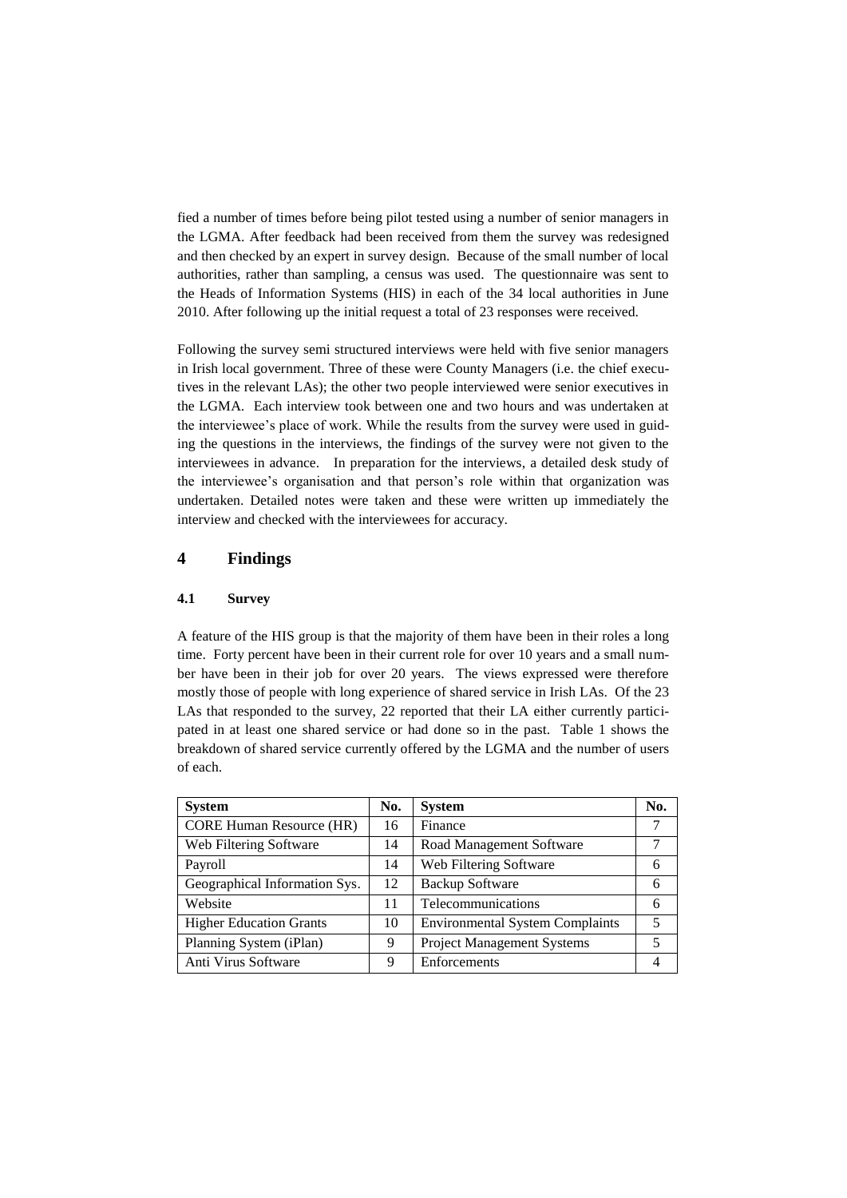fied a number of times before being pilot tested using a number of senior managers in the LGMA. After feedback had been received from them the survey was redesigned and then checked by an expert in survey design. Because of the small number of local authorities, rather than sampling, a census was used. The questionnaire was sent to the Heads of Information Systems (HIS) in each of the 34 local authorities in June 2010. After following up the initial request a total of 23 responses were received.

Following the survey semi structured interviews were held with five senior managers in Irish local government. Three of these were County Managers (i.e. the chief executives in the relevant LAs); the other two people interviewed were senior executives in the LGMA. Each interview took between one and two hours and was undertaken at the interviewee's place of work. While the results from the survey were used in guiding the questions in the interviews, the findings of the survey were not given to the interviewees in advance. In preparation for the interviews, a detailed desk study of the interviewee's organisation and that person's role within that organization was undertaken. Detailed notes were taken and these were written up immediately the interview and checked with the interviewees for accuracy.

## 4 Findings

### 4.1 Survey

A feature of the HIS group is that the majority of them have been in their roles a long time. Forty percent have been in their current role for over 10 years and a small number have been in their job for over 20 years. The views expressed were therefore mostly those of people with long experience of shared service in Irish LAs. Of the 23 LAs that responded to the survey, 22 reported that their LA either currently participated in at least one shared service or had done so in the past. Table 1 shows the breakdown of shared service currently offered by the LGMA and the number of users of each.

| System | No. | System | No. |
|---|---|---|---|
| CORE Human Resource (HR) | 16 | Finance | 7 |
| Web Filtering Software | 14 | Road Management Software | 7 |
| Payroll | 14 | Web Filtering Software | 6 |
| Geographical Information Sys. | 12 | Backup Software | 6 |
| Website | 11 | Telecommunications | 6 |
| Higher Education Grants | 10 | Environmental System Complaints | 5 |
| Planning System (iPlan) | 9 | Project Management Systems | 5 |
| Anti Virus Software | 9 | Enforcements | 4 |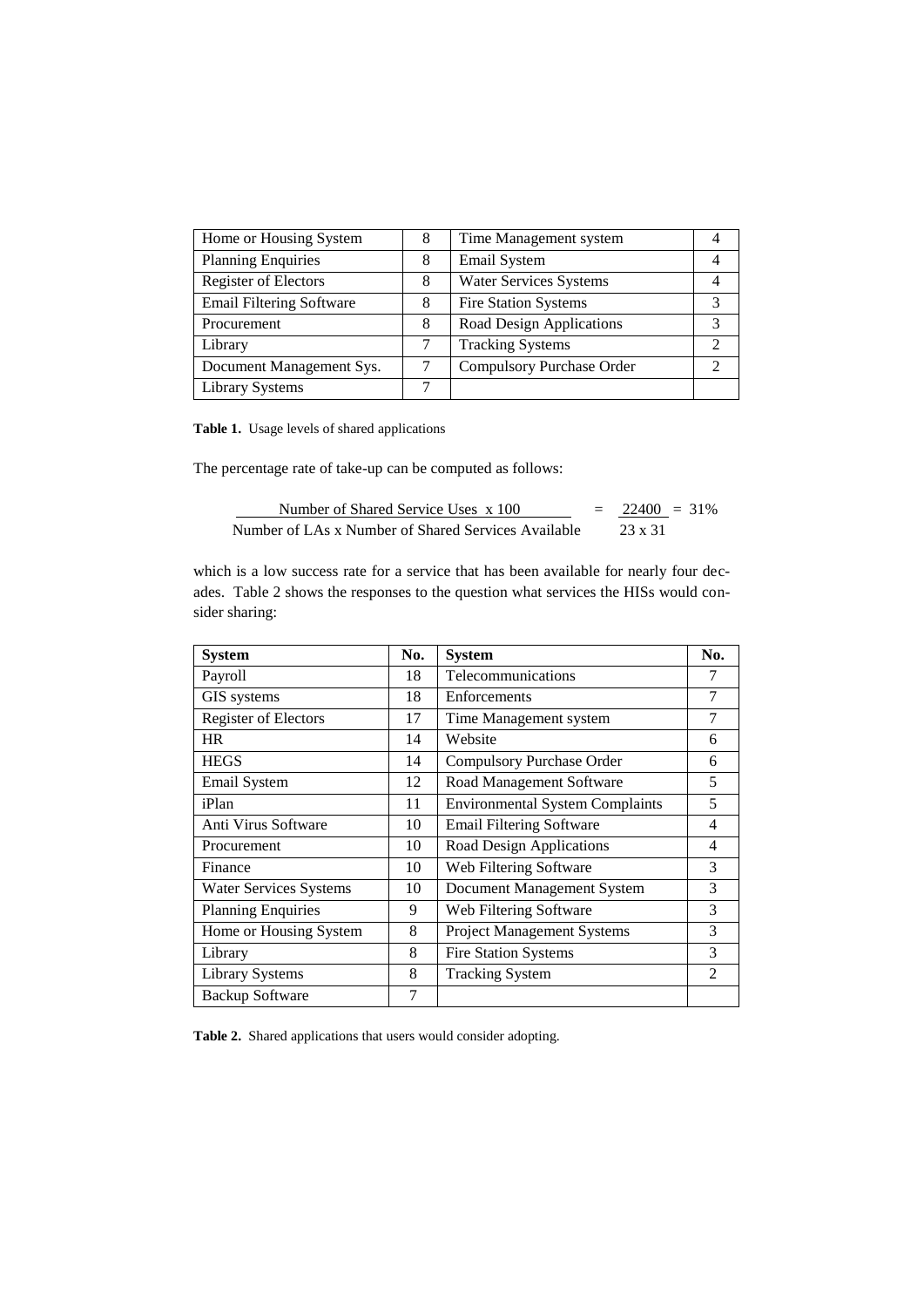| Home or Housing System | 8 | Time Management system | 4 |
|---|---|---|---|
| Planning Enquiries | 8 | Email System | 4 |
| Register of Electors | 8 | Water Services Systems | 4 |
| Email Filtering Software | 8 | Fire Station Systems | 3 |
| Procurement | 8 | Road Design Applications | 3 |
| Library | 7 | Tracking Systems | 2 |
| Document Management Sys. | 7 | Compulsory Purchase Order | 2 |
| Library Systems | 7 | | |

**Table 1.** Usage levels of shared applications

The percentage rate of take-up can be computed as follows:

$$\frac{\text{Number of Shared Service Uses x 100}}{\text{Number of LAs x Number of Shared Services Available}} = \frac{22400}{23 \text{ x } 31} = 31\%$$

which is a low success rate for a service that has been available for nearly four decades. Table 2 shows the responses to the question what services the HISs would consider sharing:

| System | No. | System | No. |
|---|---|---|---|
| Payroll | 18 | Telecommunications | 7 |
| GIS systems | 18 | Enforcements | 7 |
| Register of Electors | 17 | Time Management system | 7 |
| HR | 14 | Website | 6 |
| HEGS | 14 | Compulsory Purchase Order | 6 |
| Email System | 12 | Road Management Software | 5 |
| iPlan | 11 | Environmental System Complaints | 5 |
| Anti Virus Software | 10 | Email Filtering Software | 4 |
| Procurement | 10 | Road Design Applications | 4 |
| Finance | 10 | Web Filtering Software | 3 |
| Water Services Systems | 10 | Document Management System | 3 |
| Planning Enquiries | 9 | Web Filtering Software | 3 |
| Home or Housing System | 8 | Project Management Systems | 3 |
| Library | 8 | Fire Station Systems | 3 |
| Library Systems | 8 | Tracking System | 2 |
| Backup Software | 7 | | |

**Table 2.** Shared applications that users would consider adopting.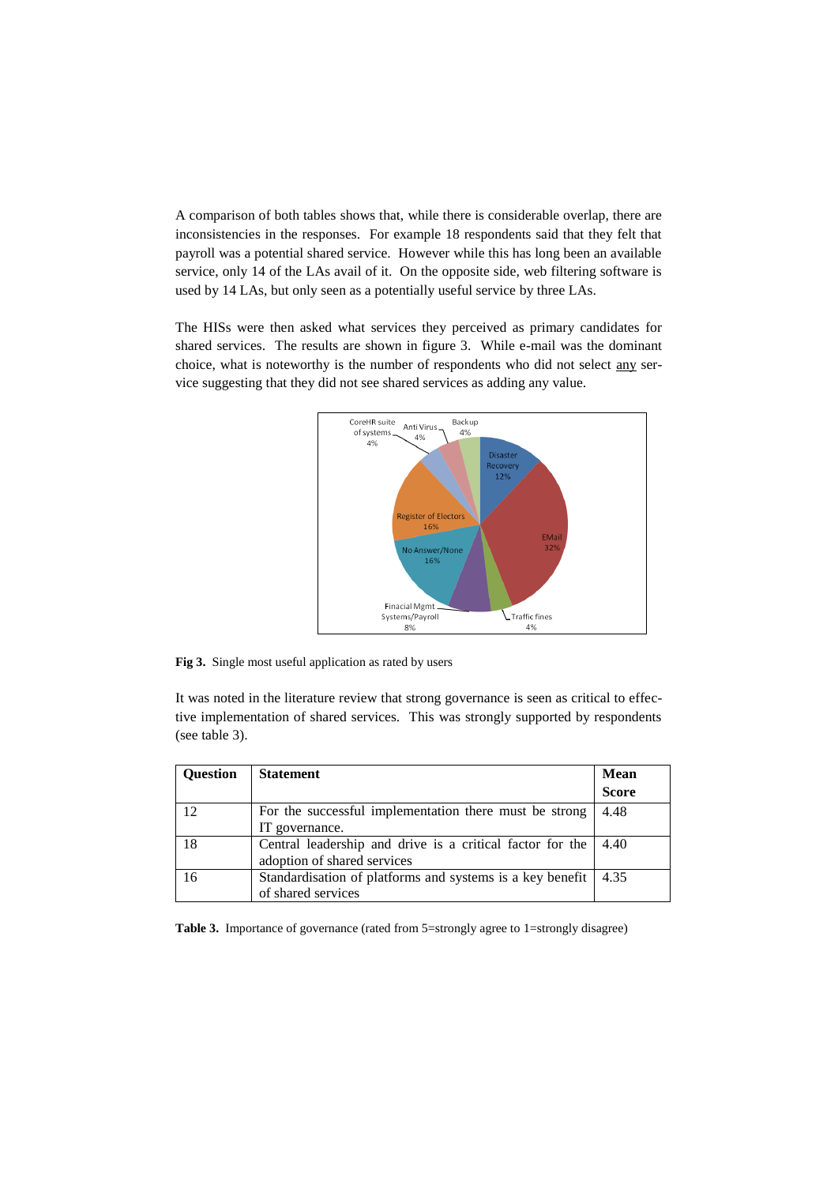A comparison of both tables shows that, while there is considerable overlap, there are inconsistencies in the responses. For example 18 respondents said that they felt that payroll was a potential shared service. However while this has long been an available service, only 14 of the LAs avail of it. On the opposite side, web filtering software is used by 14 LAs, but only seen as a potentially useful service by three LAs.

The HISs were then asked what services they perceived as primary candidates for shared services. The results are shown in figure 3. While e-mail was the dominant choice, what is noteworthy is the number of respondents who did not select any service suggesting that they did not see shared services as adding any value.

**Fig 3.** Single most useful application as rated by users

It was noted in the literature review that strong governance is seen as critical to effective implementation of shared services. This was strongly supported by respondents (see table 3).

| Question | Statement | Mean Score |
|---|---|---|
| 12 | For the successful implementation there must be strong IT governance. | 4.48 |
| 18 | Central leadership and drive is a critical factor for the adoption of shared services | 4.40 |
| 16 | Standardisation of platforms and systems is a key benefit of shared services | 4.35 |

**Table 3.** Importance of governance (rated from 5=strongly agree to 1=strongly disagree)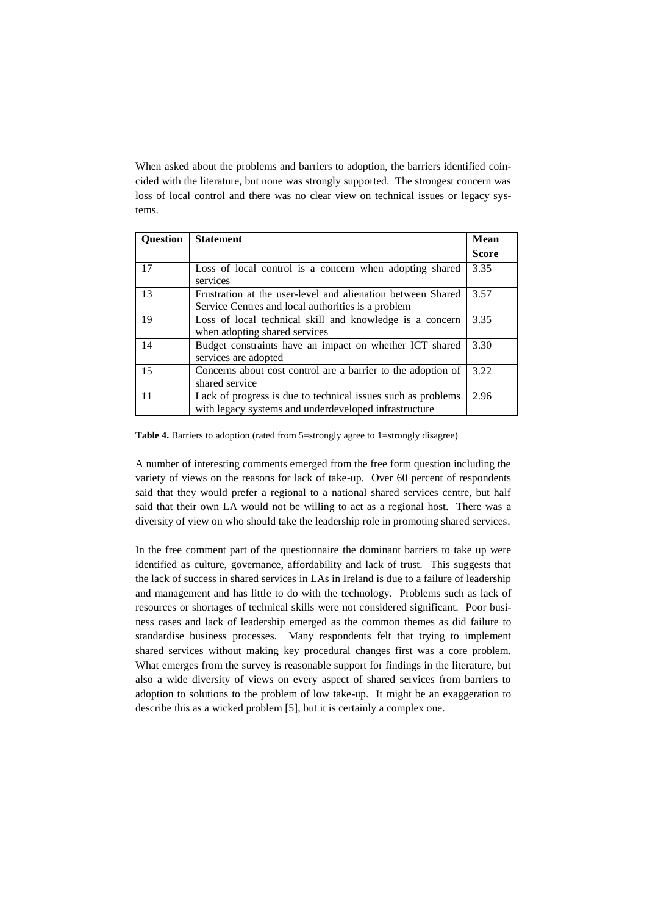When asked about the problems and barriers to adoption, the barriers identified coincided with the literature, but none was strongly supported. The strongest concern was loss of local control and there was no clear view on technical issues or legacy systems.

| Question | Statement | Mean Score |
|---|---|---|
| 17 | Loss of local control is a concern when adopting shared services | 3.35 |
| 13 | Frustration at the user-level and alienation between Shared Service Centres and local authorities is a problem | 3.57 |
| 19 | Loss of local technical skill and knowledge is a concern when adopting shared services | 3.35 |
| 14 | Budget constraints have an impact on whether ICT shared services are adopted | 3.30 |
| 15 | Concerns about cost control are a barrier to the adoption of shared service | 3.22 |
| 11 | Lack of progress is due to technical issues such as problems with legacy systems and underdeveloped infrastructure | 2.96 |

**Table 4.** Barriers to adoption (rated from 5=strongly agree to 1=strongly disagree)

A number of interesting comments emerged from the free form question including the variety of views on the reasons for lack of take-up. Over 60 percent of respondents said that they would prefer a regional to a national shared services centre, but half said that their own LA would not be willing to act as a regional host. There was a diversity of view on who should take the leadership role in promoting shared services.

In the free comment part of the questionnaire the dominant barriers to take up were identified as culture, governance, affordability and lack of trust. This suggests that the lack of success in shared services in LAs in Ireland is due to a failure of leadership and management and has little to do with the technology. Problems such as lack of resources or shortages of technical skills were not considered significant. Poor business cases and lack of leadership emerged as the common themes as did failure to standardise business processes. Many respondents felt that trying to implement shared services without making key procedural changes first was a core problem. What emerges from the survey is reasonable support for findings in the literature, but also a wide diversity of views on every aspect of shared services from barriers to adoption to solutions to the problem of low take-up. It might be an exaggeration to describe this as a wicked problem [5], but it is certainly a complex one.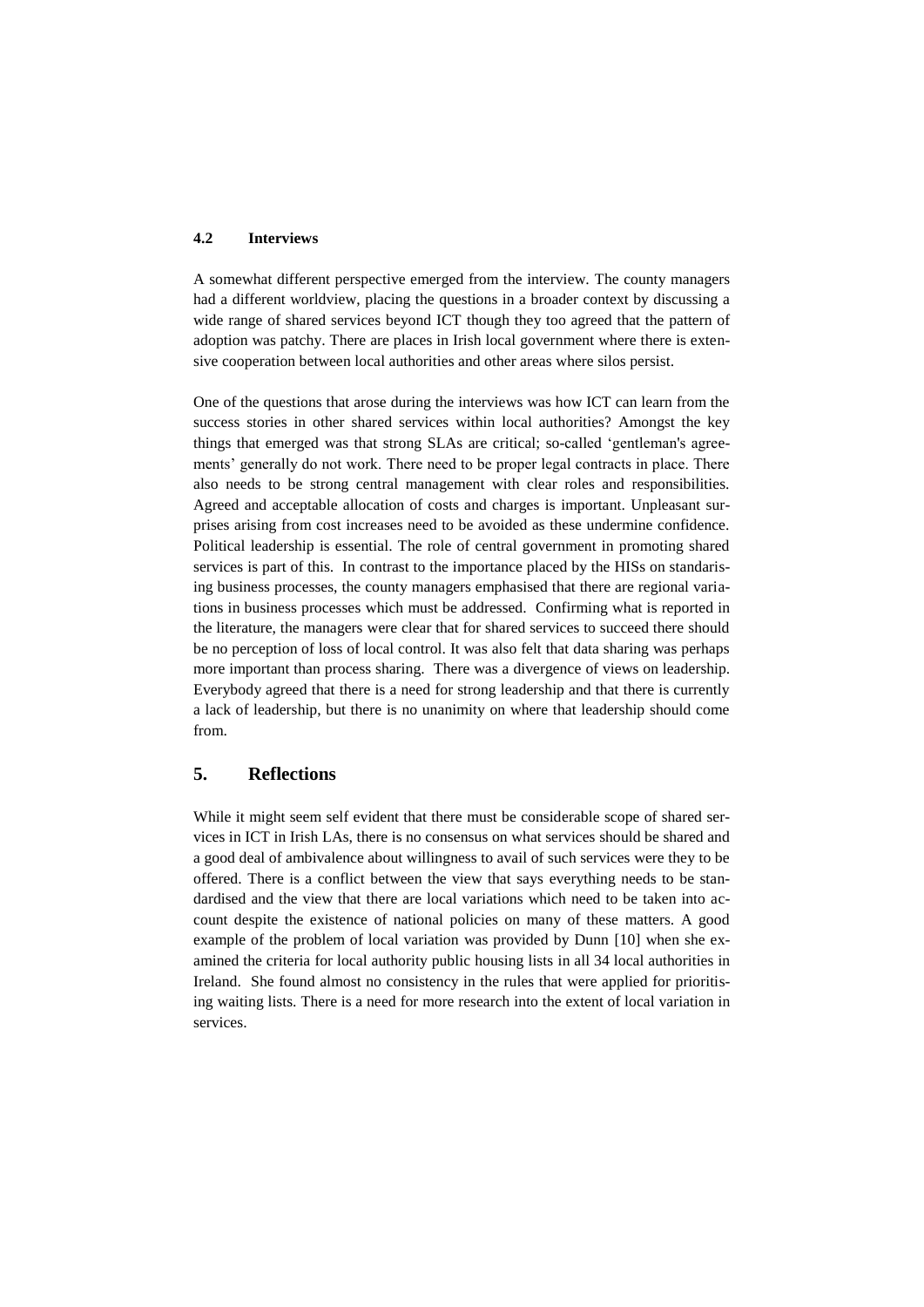### 4.2 Interviews

A somewhat different perspective emerged from the interview. The county managers had a different worldview, placing the questions in a broader context by discussing a wide range of shared services beyond ICT though they too agreed that the pattern of adoption was patchy. There are places in Irish local government where there is extensive cooperation between local authorities and other areas where silos persist.

One of the questions that arose during the interviews was how ICT can learn from the success stories in other shared services within local authorities? Amongst the key things that emerged was that strong SLAs are critical; so-called 'gentleman's agreements' generally do not work. There need to be proper legal contracts in place. There also needs to be strong central management with clear roles and responsibilities. Agreed and acceptable allocation of costs and charges is important. Unpleasant surprises arising from cost increases need to be avoided as these undermine confidence. Political leadership is essential. The role of central government in promoting shared services is part of this. In contrast to the importance placed by the HISs on standardising business processes, the county managers emphasised that there are regional variations in business processes which must be addressed. Confirming what is reported in the literature, the managers were clear that for shared services to succeed there should be no perception of loss of local control. It was also felt that data sharing was perhaps more important than process sharing. There was a divergence of views on leadership. Everybody agreed that there is a need for strong leadership and that there is currently a lack of leadership, but there is no unanimity on where that leadership should come from.

## 5. Reflections

While it might seem self evident that there must be considerable scope of shared services in ICT in Irish LAs, there is no consensus on what services should be shared and a good deal of ambivalence about willingness to avail of such services were they to be offered. There is a conflict between the view that says everything needs to be standardised and the view that there are local variations which need to be taken into account despite the existence of national policies on many of these matters. A good example of the problem of local variation was provided by Dunn [10] when she examined the criteria for local authority public housing lists in all 34 local authorities in Ireland. She found almost no consistency in the rules that were applied for prioritising waiting lists. There is a need for more research into the extent of local variation in services.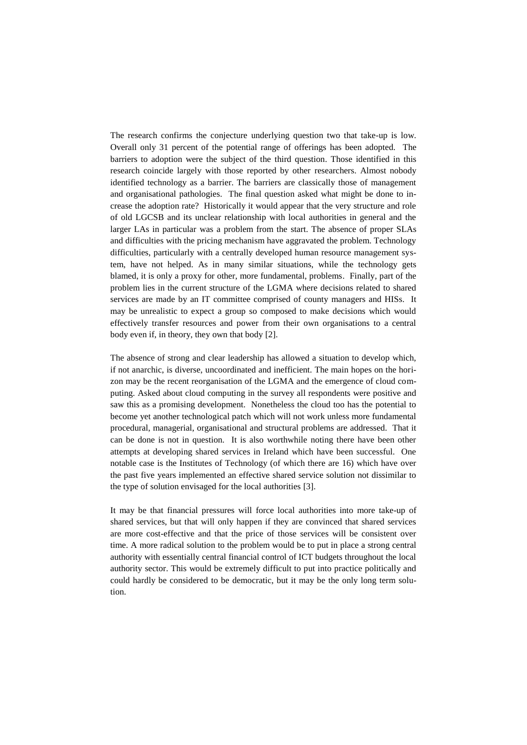The research confirms the conjecture underlying question two that take-up is low. Overall only 31 percent of the potential range of offerings has been adopted. The barriers to adoption were the subject of the third question. Those identified in this research coincide largely with those reported by other researchers. Almost nobody identified technology as a barrier. The barriers are classically those of management and organisational pathologies. The final question asked what might be done to increase the adoption rate? Historically it would appear that the very structure and role of old LGCSB and its unclear relationship with local authorities in general and the larger LAs in particular was a problem from the start. The absence of proper SLAs and difficulties with the pricing mechanism have aggravated the problem. Technology difficulties, particularly with a centrally developed human resource management system, have not helped. As in many similar situations, while the technology gets blamed, it is only a proxy for other, more fundamental, problems. Finally, part of the problem lies in the current structure of the LGMA where decisions related to shared services are made by an IT committee comprised of county managers and HISs. It may be unrealistic to expect a group so composed to make decisions which would effectively transfer resources and power from their own organisations to a central body even if, in theory, they own that body [2].

The absence of strong and clear leadership has allowed a situation to develop which, if not anarchic, is diverse, uncoordinated and inefficient. The main hopes on the horizon may be the recent reorganisation of the LGMA and the emergence of cloud computing. Asked about cloud computing in the survey all respondents were positive and saw this as a promising development. Nonetheless the cloud too has the potential to become yet another technological patch which will not work unless more fundamental procedural, managerial, organisational and structural problems are addressed. That it can be done is not in question. It is also worthwhile noting there have been other attempts at developing shared services in Ireland which have been successful. One notable case is the Institutes of Technology (of which there are 16) which have over the past five years implemented an effective shared service solution not dissimilar to the type of solution envisaged for the local authorities [3].

It may be that financial pressures will force local authorities into more take-up of shared services, but that will only happen if they are convinced that shared services are more cost-effective and that the price of those services will be consistent over time. A more radical solution to the problem would be to put in place a strong central authority with essentially central financial control of ICT budgets throughout the local authority sector. This would be extremely difficult to put into practice politically and could hardly be considered to be democratic, but it may be the only long term solution.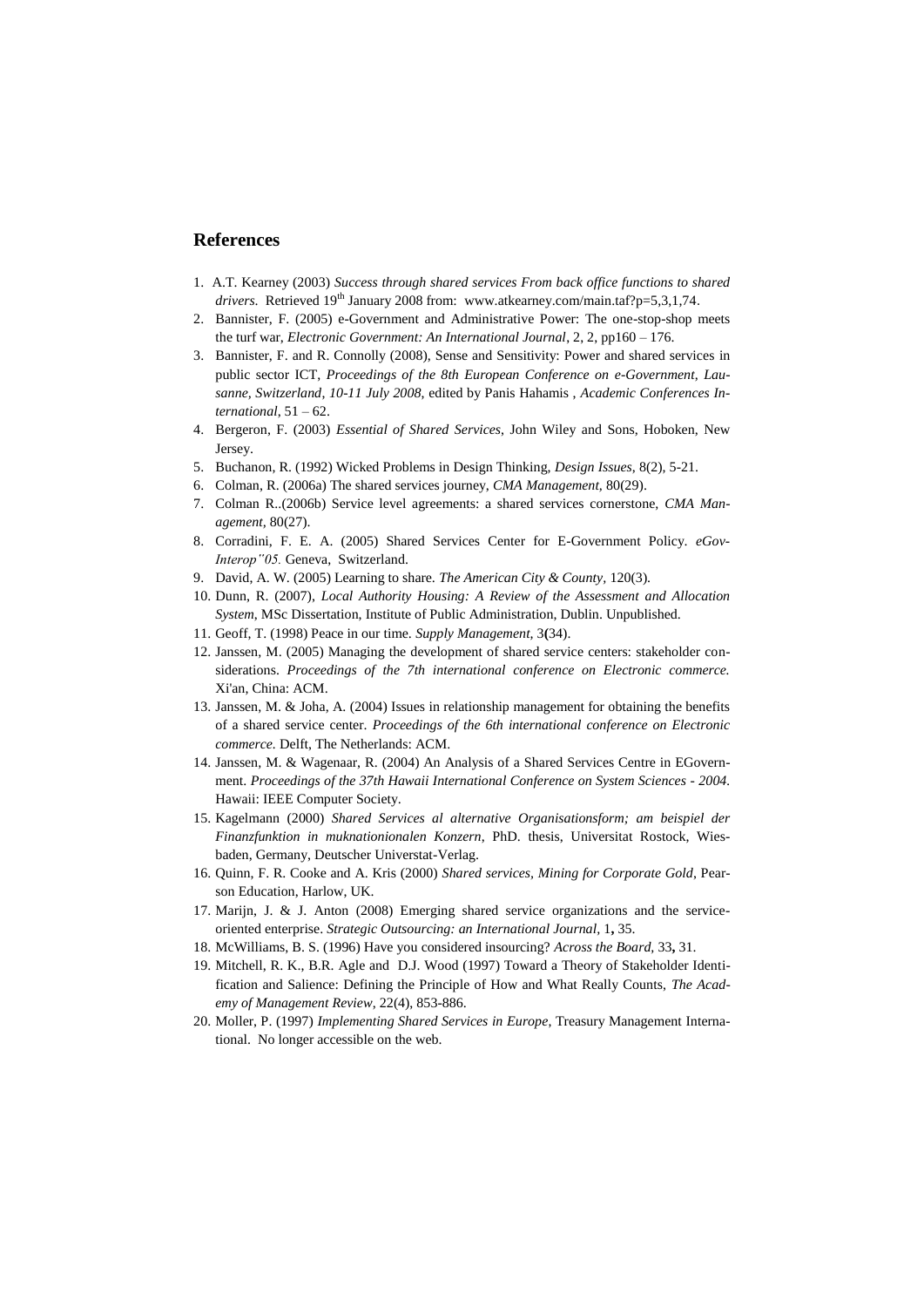## References

1. A.T. Kearney (2003) *Success through shared services From back office functions to shared drivers.* Retrieved 19th January 2008 from: www.atkearney.com/main.taf?p=5,3,1,74.
2. Bannister, F. (2005) e-Government and Administrative Power: The one-stop-shop meets the turf war, *Electronic Government: An International Journal*, 2, 2, pp160 – 176.
3. Bannister, F. and R. Connolly (2008), Sense and Sensitivity: Power and shared services in public sector ICT, *Proceedings of the 8th European Conference on e-Government, Lausanne, Switzerland, 10-11 July 2008*, edited by Panis Hahamis , *Academic Conferences International*, 51 – 62.
4. Bergeron, F. (2003) *Essential of Shared Services*, John Wiley and Sons, Hoboken, New Jersey.
5. Buchanon, R. (1992) Wicked Problems in Design Thinking, *Design Issues*, 8(2), 5-21.
6. Colman, R. (2006a) The shared services journey, *CMA Management*, 80(29).
7. Colman R..(2006b) Service level agreements: a shared services cornerstone, *CMA Management*, 80(27).
8. Corradini, F. E. A. (2005) Shared Services Center for E-Government Policy. *eGov-Interop"05.* Geneva, Switzerland.
9. David, A. W. (2005) Learning to share. *The American City & County*, 120(3).
10. Dunn, R. (2007), *Local Authority Housing: A Review of the Assessment and Allocation System*, MSc Dissertation, Institute of Public Administration, Dublin. Unpublished.
11. Geoff, T. (1998) Peace in our time. *Supply Management*, 3**(**34).
12. Janssen, M. (2005) Managing the development of shared service centers: stakeholder considerations. *Proceedings of the 7th international conference on Electronic commerce.* Xi'an, China: ACM.
13. Janssen, M. & Joha, A. (2004) Issues in relationship management for obtaining the benefits of a shared service center. *Proceedings of the 6th international conference on Electronic commerce.* Delft, The Netherlands: ACM.
14. Janssen, M. & Wagenaar, R. (2004) An Analysis of a Shared Services Centre in EGovernment. *Proceedings of the 37th Hawaii International Conference on System Sciences - 2004.* Hawaii: IEEE Computer Society.
15. Kagelmann (2000) *Shared Services al alternative Organisationsform; am beispiel der Finanzfunktion in muknationionalen Konzern*, PhD. thesis, Universitat Rostock, Wiesbaden, Germany, Deutscher Universtat-Verlag.
16. Quinn, F. R. Cooke and A. Kris (2000) *Shared services, Mining for Corporate Gold*, Pearson Education, Harlow, UK.
17. Marijn, J. & J. Anton (2008) Emerging shared service organizations and the service-oriented enterprise. *Strategic Outsourcing: an International Journal,* 1**,** 35.
18. McWilliams, B. S. (1996) Have you considered insourcing? *Across the Board,* 33**,** 31.
19. Mitchell, R. K., B.R. Agle and D.J. Wood (1997) Toward a Theory of Stakeholder Identification and Salience: Defining the Principle of How and What Really Counts, *The Academy of Management Review*, 22(4), 853-886.
20. Moller, P. (1997) *Implementing Shared Services in Europe*, Treasury Management International. No longer accessible on the web.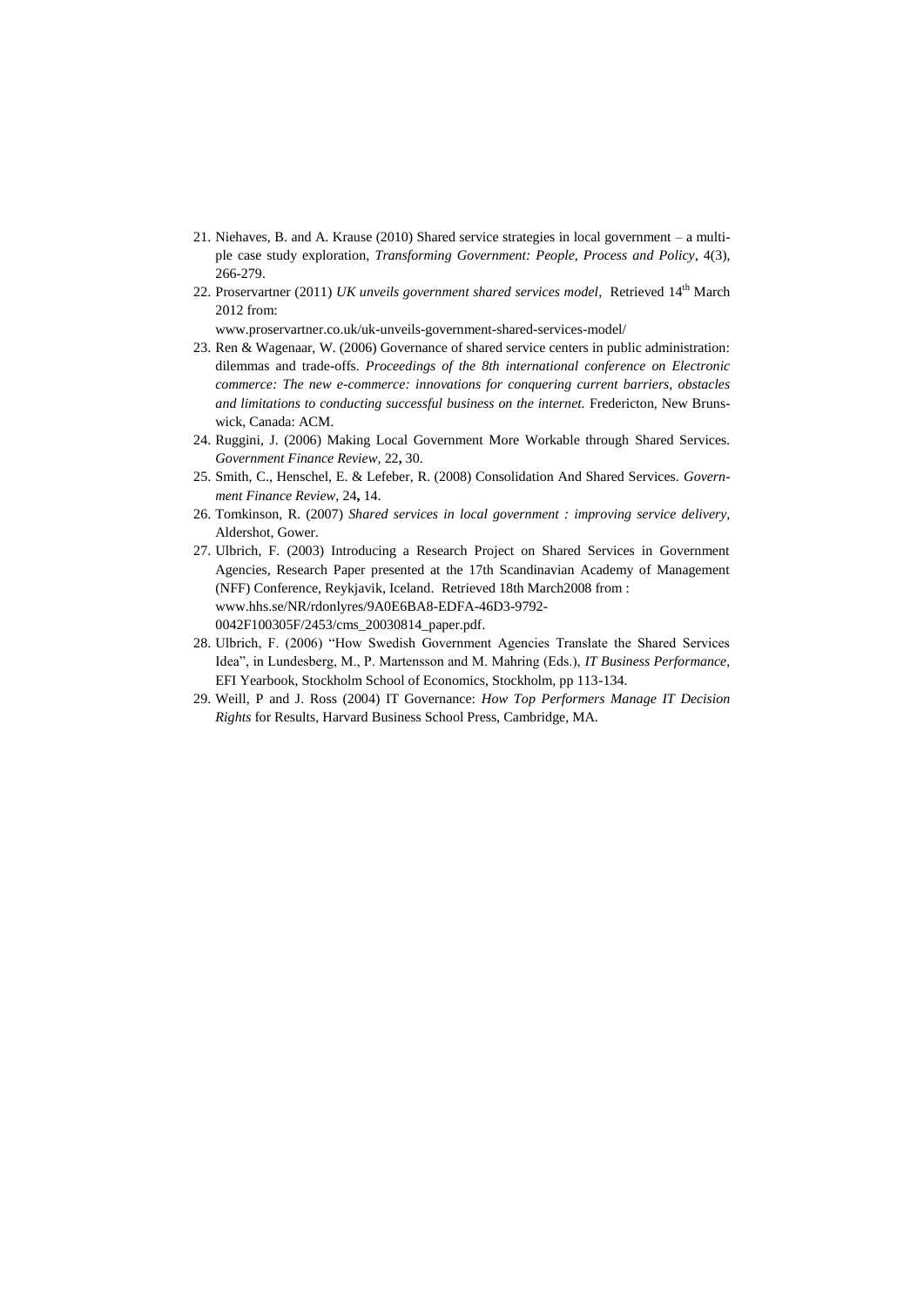21. Niehaves, B. and A. Krause (2010) Shared service strategies in local government – a multiple case study exploration, *Transforming Government: People, Process and Policy*, 4(3), 266-279.
22. Proservartner (2011) *UK unveils government shared services model*, Retrieved 14th March 2012 from: www.proservartner.co.uk/uk-unveils-government-shared-services-model/
23. Ren & Wagenaar, W. (2006) Governance of shared service centers in public administration: dilemmas and trade-offs. *Proceedings of the 8th international conference on Electronic commerce: The new e-commerce: innovations for conquering current barriers, obstacles and limitations to conducting successful business on the internet.* Fredericton, New Brunswick, Canada: ACM.
24. Ruggini, J. (2006) Making Local Government More Workable through Shared Services. *Government Finance Review,* 22**,** 30.
25. Smith, C., Henschel, E. & Lefeber, R. (2008) Consolidation And Shared Services. *Government Finance Review,* 24**,** 14.
26. Tomkinson, R. (2007) *Shared services in local government : improving service delivery,* Aldershot, Gower.
27. Ulbrich, F. (2003) Introducing a Research Project on Shared Services in Government Agencies, Research Paper presented at the 17th Scandinavian Academy of Management (NFF) Conference, Reykjavik, Iceland. Retrieved 18th March2008 from : www.hhs.se/NR/rdonlyres/9A0E6BA8-EDFA-46D3-9792-0042F100305F/2453/cms_20030814_paper.pdf.
28. Ulbrich, F. (2006) "How Swedish Government Agencies Translate the Shared Services Idea", in Lundesberg, M., P. Martensson and M. Mahring (Eds.), *IT Business Performance*, EFI Yearbook, Stockholm School of Economics, Stockholm, pp 113-134.
29. Weill, P and J. Ross (2004) IT Governance: *How Top Performers Manage IT Decision Rights* for Results, Harvard Business School Press, Cambridge, MA.